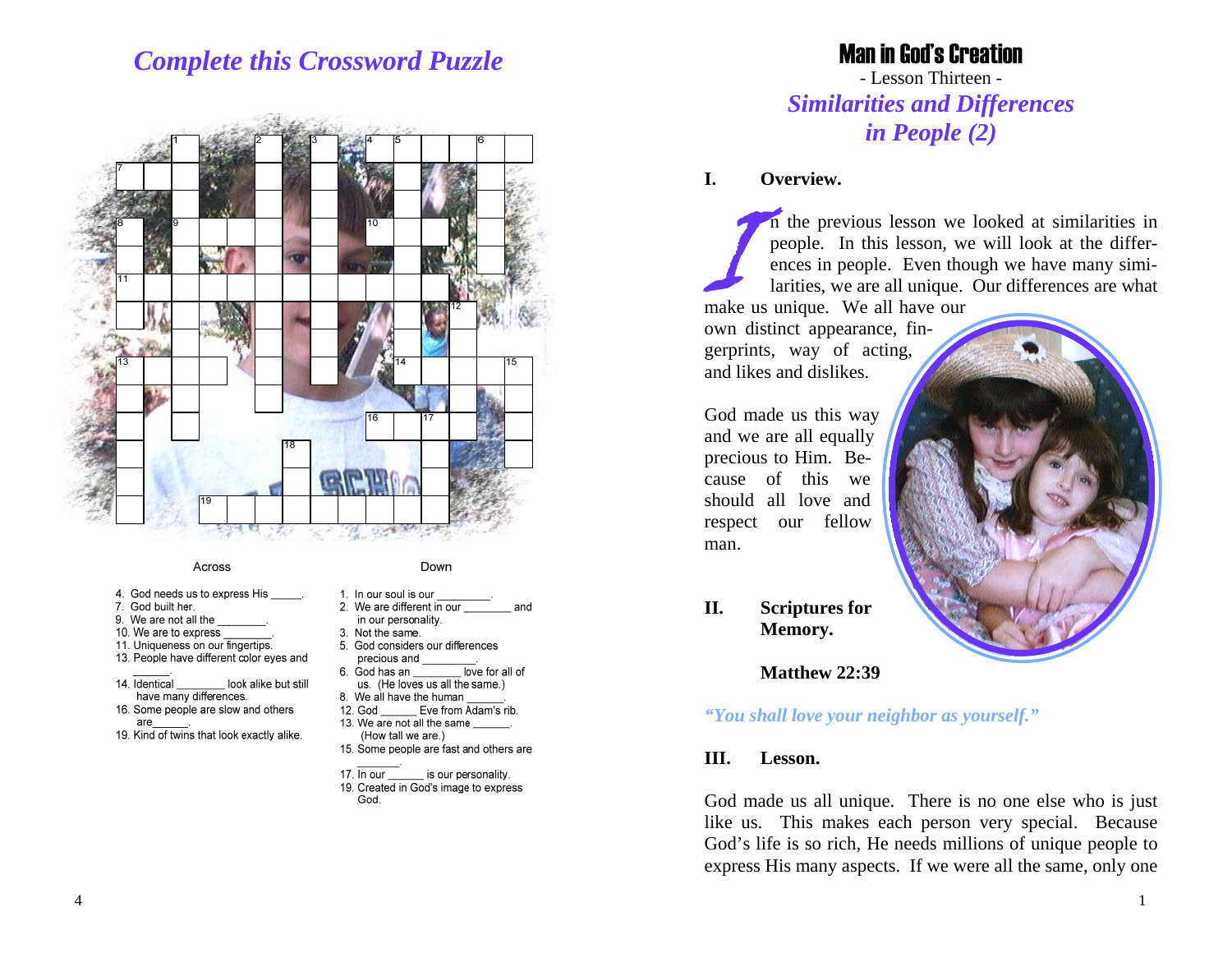## Complete this Crossword Puzzle

**Across**

4. God needs us to express His _____.
7. God built her.
9. We are not all the ________.
10. We are to express ________.
11. Uniqueness on our fingertips.
13. People have different color eyes and ______.
14. Identical ________ look alike but still have many differences.
16. Some people are slow and others are______.
19. Kind of twins that look exactly alike.

**Down**

1. In our soul is our _________.
2. We are different in our ________ and in our personality.
3. Not the same.
5. God considers our differences precious and ________.
6. God has an ________ love for all of us. (He loves us all the same.)
8. We all have the human ______.
12. God ______ Eve from Adam's rib.
13. We are not all the same ______. (How tall we are.)
15. Some people are fast and others are _______.
17. In our ______ is our personality.
19. Created in God's image to express God.

# Man in God's Creation

- Lesson Thirteen -

## *Similarities and Differences in People (2)*

### I. Overview.

In the previous lesson we looked at similarities in people. In this lesson, we will look at the differences in people. Even though we have many similarities, we are all unique. Our differences are what make us unique. We all have our own distinct appearance, fingerprints, way of acting, and likes and dislikes.

God made us this way and we are all equally precious to Him. Because of this we should all love and respect our fellow man.

### II. Scriptures for Memory.

**Matthew 22:39**

*"You shall love your neighbor as yourself."*

### III. Lesson.

God made us all unique. There is no one else who is just like us. This makes each person very special. Because God's life is so rich, He needs millions of unique people to express His many aspects. If we were all the same, only one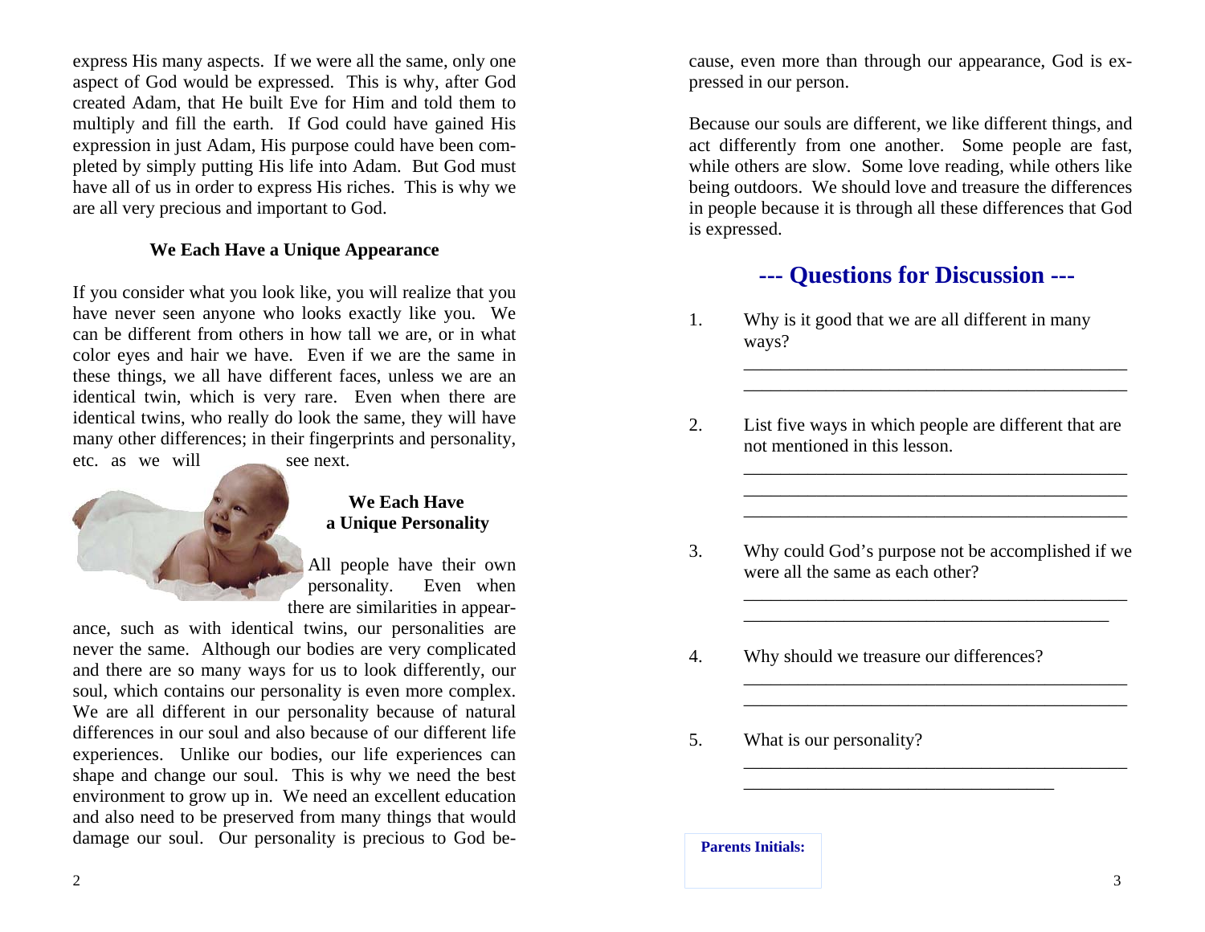express His many aspects. If we were all the same, only one aspect of God would be expressed. This is why, after God created Adam, that He built Eve for Him and told them to multiply and fill the earth. If God could have gained His expression in just Adam, His purpose could have been completed by simply putting His life into Adam. But God must have all of us in order to express His riches. This is why we are all very precious and important to God.

### We Each Have a Unique Appearance

If you consider what you look like, you will realize that you have never seen anyone who looks exactly like you. We can be different from others in how tall we are, or in what color eyes and hair we have. Even if we are the same in these things, we all have different faces, unless we are an identical twin, which is very rare. Even when there are identical twins, who really do look the same, they will have many other differences; in their fingerprints and personality, etc. as we will see next.

### We Each Have a Unique Personality

All people have their own personality. Even when there are similarities in appearance, such as with identical twins, our personalities are never the same. Although our bodies are very complicated and there are so many ways for us to look differently, our soul, which contains our personality is even more complex. We are all different in our personality because of natural differences in our soul and also because of our different life experiences. Unlike our bodies, our life experiences can shape and change our soul. This is why we need the best environment to grow up in. We need an excellent education and also need to be preserved from many things that would damage our soul. Our personality is precious to God because, even more than through our appearance, God is expressed in our person.

Because our souls are different, we like different things, and act differently from one another. Some people are fast, while others are slow. Some love reading, while others like being outdoors. We should love and treasure the differences in people because it is through all these differences that God is expressed.

## --- Questions for Discussion ---

1. Why is it good that we are all different in many ways?

   ____________________________________________
   ____________________________________________

2. List five ways in which people are different that are not mentioned in this lesson.

   ____________________________________________
   ____________________________________________
   ____________________________________________

3. Why could God's purpose not be accomplished if we were all the same as each other?

   ____________________________________________
   ________________________________________

4. Why should we treasure our differences?

   ____________________________________________
   ____________________________________________

5. What is our personality?

   ____________________________________________
   __________________________________

**Parents Initials:**